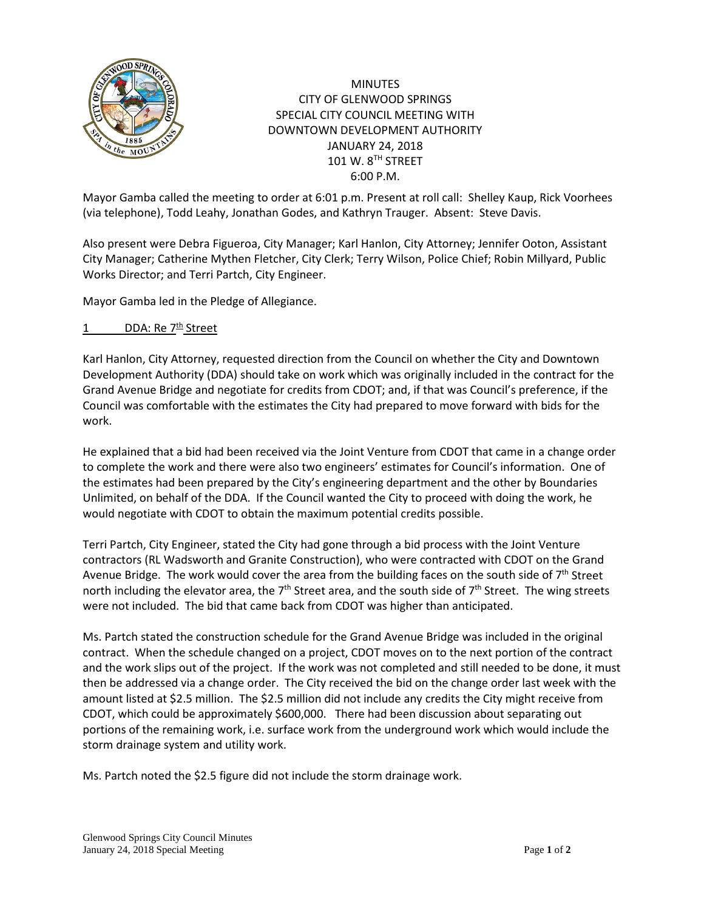# MINUTES
## CITY OF GLENWOOD SPRINGS
## SPECIAL CITY COUNCIL MEETING WITH DOWNTOWN DEVELOPMENT AUTHORITY
## JANUARY 24, 2018
## 101 W. 8TH STREET
## 6:00 P.M.

Mayor Gamba called the meeting to order at 6:01 p.m. Present at roll call: Shelley Kaup, Rick Voorhees (via telephone), Todd Leahy, Jonathan Godes, and Kathryn Trauger. Absent: Steve Davis.

Also present were Debra Figueroa, City Manager; Karl Hanlon, City Attorney; Jennifer Ooton, Assistant City Manager; Catherine Mythen Fletcher, City Clerk; Terry Wilson, Police Chief; Robin Millyard, Public Works Director; and Terri Partch, City Engineer.

Mayor Gamba led in the Pledge of Allegiance.

1 DDA: Re 7th Street

Karl Hanlon, City Attorney, requested direction from the Council on whether the City and Downtown Development Authority (DDA) should take on work which was originally included in the contract for the Grand Avenue Bridge and negotiate for credits from CDOT; and, if that was Council's preference, if the Council was comfortable with the estimates the City had prepared to move forward with bids for the work.

He explained that a bid had been received via the Joint Venture from CDOT that came in a change order to complete the work and there were also two engineers' estimates for Council's information. One of the estimates had been prepared by the City's engineering department and the other by Boundaries Unlimited, on behalf of the DDA. If the Council wanted the City to proceed with doing the work, he would negotiate with CDOT to obtain the maximum potential credits possible.

Terri Partch, City Engineer, stated the City had gone through a bid process with the Joint Venture contractors (RL Wadsworth and Granite Construction), who were contracted with CDOT on the Grand Avenue Bridge. The work would cover the area from the building faces on the south side of 7th Street north including the elevator area, the 7th Street area, and the south side of 7th Street. The wing streets were not included. The bid that came back from CDOT was higher than anticipated.

Ms. Partch stated the construction schedule for the Grand Avenue Bridge was included in the original contract. When the schedule changed on a project, CDOT moves on to the next portion of the contract and the work slips out of the project. If the work was not completed and still needed to be done, it must then be addressed via a change order. The City received the bid on the change order last week with the amount listed at $2.5 million. The $2.5 million did not include any credits the City might receive from CDOT, which could be approximately $600,000. There had been discussion about separating out portions of the remaining work, i.e. surface work from the underground work which would include the storm drainage system and utility work.

Ms. Partch noted the $2.5 figure did not include the storm drainage work.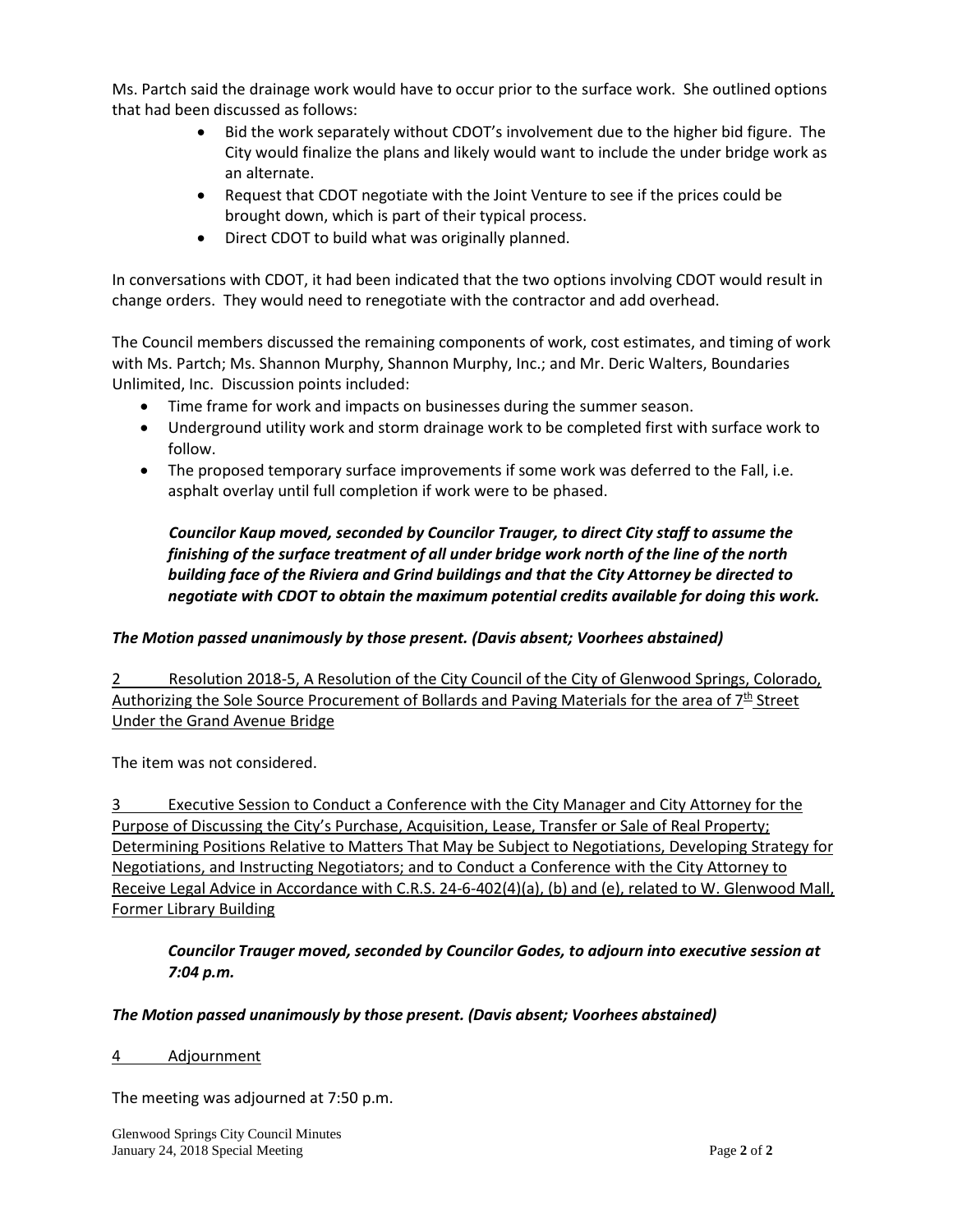Ms. Partch said the drainage work would have to occur prior to the surface work. She outlined options that had been discussed as follows:

- Bid the work separately without CDOT's involvement due to the higher bid figure. The City would finalize the plans and likely would want to include the under bridge work as an alternate.
- Request that CDOT negotiate with the Joint Venture to see if the prices could be brought down, which is part of their typical process.
- Direct CDOT to build what was originally planned.

In conversations with CDOT, it had been indicated that the two options involving CDOT would result in change orders. They would need to renegotiate with the contractor and add overhead.

The Council members discussed the remaining components of work, cost estimates, and timing of work with Ms. Partch; Ms. Shannon Murphy, Shannon Murphy, Inc.; and Mr. Deric Walters, Boundaries Unlimited, Inc. Discussion points included:

- Time frame for work and impacts on businesses during the summer season.
- Underground utility work and storm drainage work to be completed first with surface work to follow.
- The proposed temporary surface improvements if some work was deferred to the Fall, i.e. asphalt overlay until full completion if work were to be phased.

> ***Councilor Kaup moved, seconded by Councilor Trauger, to direct City staff to assume the finishing of the surface treatment of all under bridge work north of the line of the north building face of the Riviera and Grind buildings and that the City Attorney be directed to negotiate with CDOT to obtain the maximum potential credits available for doing this work.***

***The Motion passed unanimously by those present. (Davis absent; Voorhees abstained)***

2 Resolution 2018-5, A Resolution of the City Council of the City of Glenwood Springs, Colorado, Authorizing the Sole Source Procurement of Bollards and Paving Materials for the area of 7th Street Under the Grand Avenue Bridge

The item was not considered.

3 Executive Session to Conduct a Conference with the City Manager and City Attorney for the Purpose of Discussing the City's Purchase, Acquisition, Lease, Transfer or Sale of Real Property; Determining Positions Relative to Matters That May be Subject to Negotiations, Developing Strategy for Negotiations, and Instructing Negotiators; and to Conduct a Conference with the City Attorney to Receive Legal Advice in Accordance with C.R.S. 24-6-402(4)(a), (b) and (e), related to W. Glenwood Mall, Former Library Building

> ***Councilor Trauger moved, seconded by Councilor Godes, to adjourn into executive session at 7:04 p.m.***

***The Motion passed unanimously by those present. (Davis absent; Voorhees abstained)***

4 Adjournment

The meeting was adjourned at 7:50 p.m.